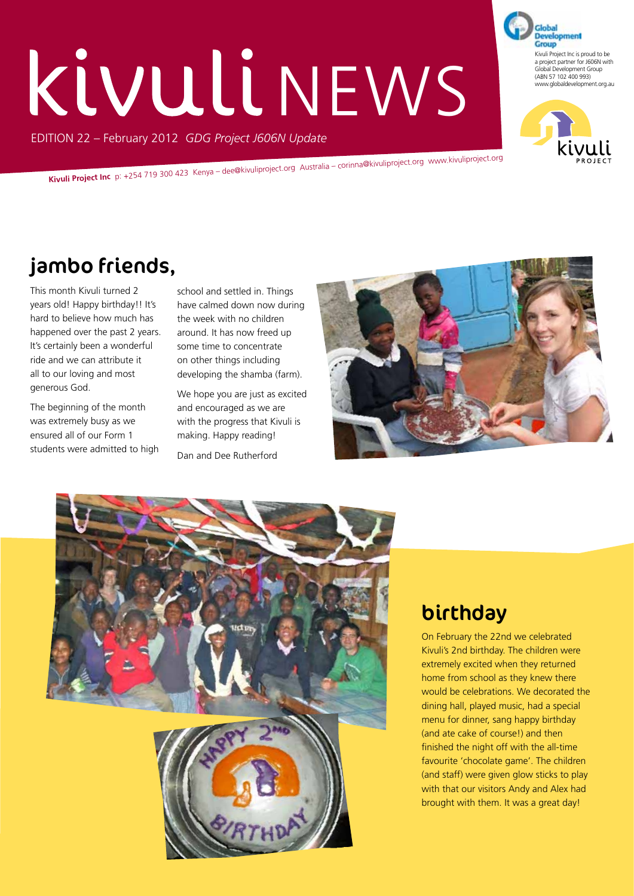# kivuli NEWS

EDITION 22 – February 2012 *GDG Project J606N Update*

Global Development Group

Kivuli Project Inc is proud to be a project partner for J606N with Global Development Group (ABN 57 102 400 993) www.globaldevelopment.org.au

kivuli PROJECT

**Kivuli Project Inc** p: +254 719 300 423 Kenya – dee@kivuliproject.org Australia – corinna@kivuliproject.org www.kivuliproject.org

## jambo friends,

This month Kivuli turned 2 years old! Happy birthday!! It's hard to believe how much has happened over the past 2 years. It's certainly been a wonderful ride and we can attribute it all to our loving and most generous God.

The beginning of the month was extremely busy as we ensured all of our Form 1 students were admitted to high school and settled in. Things have calmed down now during the week with no children around. It has now freed up some time to concentrate on other things including developing the shamba (farm).

We hope you are just as excited and encouraged as we are with the progress that Kivuli is making. Happy reading!

Dan and Dee Rutherford

## birthday

On February the 22nd we celebrated Kivuli's 2nd birthday. The children were extremely excited when they returned home from school as they knew there would be celebrations. We decorated the dining hall, played music, had a special menu for dinner, sang happy birthday (and ate cake of course!) and then finished the night off with the all-time favourite 'chocolate game'. The children (and staff) were given glow sticks to play with that our visitors Andy and Alex had brought with them. It was a great day!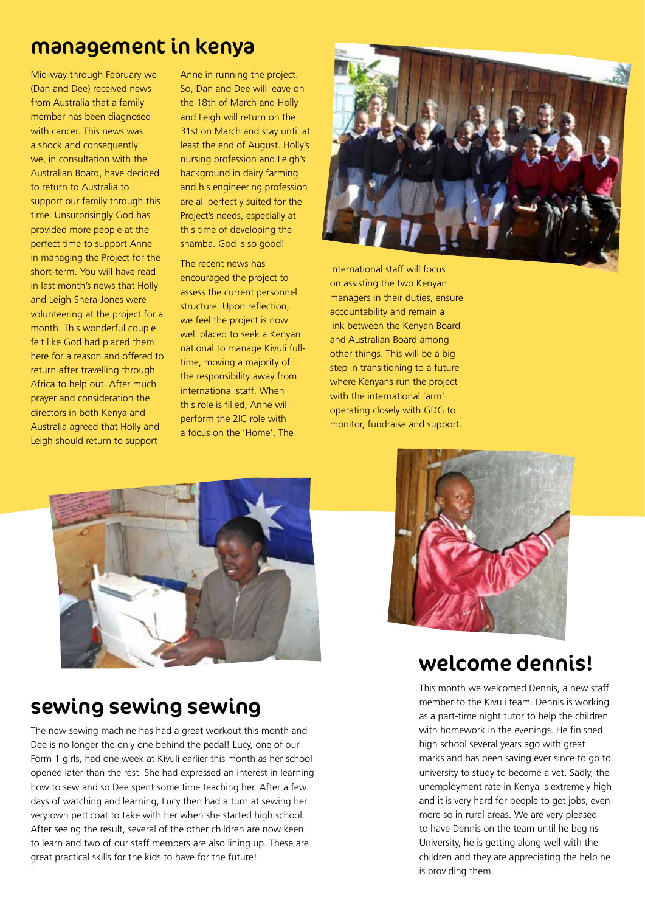## management in kenya

Mid-way through February we (Dan and Dee) received news from Australia that a family member has been diagnosed with cancer. This news was a shock and consequently we, in consultation with the Australian Board, have decided to return to Australia to support our family through this time. Unsurprisingly God has provided more people at the perfect time to support Anne in managing the Project for the short-term. You will have read in last month's news that Holly and Leigh Shera-Jones were volunteering at the project for a month. This wonderful couple felt like God had placed them here for a reason and offered to return after travelling through Africa to help out. After much prayer and consideration the directors in both Kenya and Australia agreed that Holly and Leigh should return to support Anne in running the project. So, Dan and Dee will leave on the 18th of March and Holly and Leigh will return on the 31st on March and stay until at least the end of August. Holly's nursing profession and Leigh's background in dairy farming and his engineering profession are all perfectly suited for the Project's needs, especially at this time of developing the shamba. God is so good!

The recent news has encouraged the project to assess the current personnel structure. Upon reflection, we feel the project is now well placed to seek a Kenyan national to manage Kivuli full-time, moving a majority of the responsibility away from international staff. When this role is filled, Anne will perform the 2IC role with a focus on the 'Home'. The international staff will focus on assisting the two Kenyan managers in their duties, ensure accountability and remain a link between the Kenyan Board and Australian Board among other things. This will be a big step in transitioning to a future where Kenyans run the project with the international 'arm' operating closely with GDG to monitor, fundraise and support.

## sewing sewing sewing

The new sewing machine has had a great workout this month and Dee is no longer the only one behind the pedal! Lucy, one of our Form 1 girls, had one week at Kivuli earlier this month as her school opened later than the rest. She had expressed an interest in learning how to sew and so Dee spent some time teaching her. After a few days of watching and learning, Lucy then had a turn at sewing her very own petticoat to take with her when she started high school. After seeing the result, several of the other children are now keen to learn and two of our staff members are also lining up. These are great practical skills for the kids to have for the future!

## welcome dennis!

This month we welcomed Dennis, a new staff member to the Kivuli team. Dennis is working as a part-time night tutor to help the children with homework in the evenings. He finished high school several years ago with great marks and has been saving ever since to go to university to study to become a vet. Sadly, the unemployment rate in Kenya is extremely high and it is very hard for people to get jobs, even more so in rural areas. We are very pleased to have Dennis on the team until he begins University, he is getting along well with the children and they are appreciating the help he is providing them.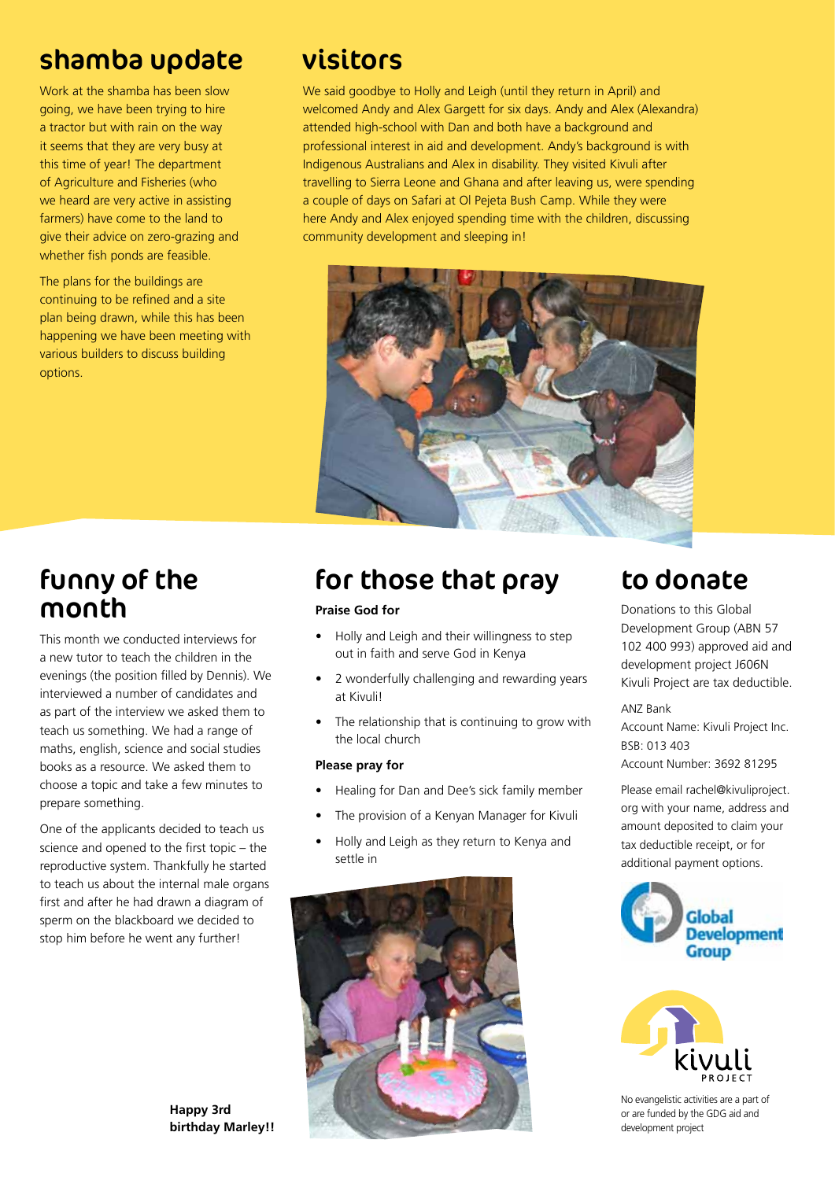## shamba update

Work at the shamba has been slow going, we have been trying to hire a tractor but with rain on the way it seems that they are very busy at this time of year! The department of Agriculture and Fisheries (who we heard are very active in assisting farmers) have come to the land to give their advice on zero-grazing and whether fish ponds are feasible.

The plans for the buildings are continuing to be refined and a site plan being drawn, while this has been happening we have been meeting with various builders to discuss building options.

## visitors

We said goodbye to Holly and Leigh (until they return in April) and welcomed Andy and Alex Gargett for six days. Andy and Alex (Alexandra) attended high-school with Dan and both have a background and professional interest in aid and development. Andy's background is with Indigenous Australians and Alex in disability. They visited Kivuli after travelling to Sierra Leone and Ghana and after leaving us, were spending a couple of days on Safari at Ol Pejeta Bush Camp. While they were here Andy and Alex enjoyed spending time with the children, discussing community development and sleeping in!

## funny of the month

This month we conducted interviews for a new tutor to teach the children in the evenings (the position filled by Dennis). We interviewed a number of candidates and as part of the interview we asked them to teach us something. We had a range of maths, english, science and social studies books as a resource. We asked them to choose a topic and take a few minutes to prepare something.

One of the applicants decided to teach us science and opened to the first topic – the reproductive system. Thankfully he started to teach us about the internal male organs first and after he had drawn a diagram of sperm on the blackboard we decided to stop him before he went any further!

**Happy 3rd birthday Marley!!**

## for those that pray

**Praise God for**

- Holly and Leigh and their willingness to step out in faith and serve God in Kenya
- 2 wonderfully challenging and rewarding years at Kivuli!
- The relationship that is continuing to grow with the local church

**Please pray for**

- Healing for Dan and Dee's sick family member
- The provision of a Kenyan Manager for Kivuli
- Holly and Leigh as they return to Kenya and settle in

## to donate

Donations to this Global Development Group (ABN 57 102 400 993) approved aid and development project J606N Kivuli Project are tax deductible.

ANZ Bank
Account Name: Kivuli Project Inc.
BSB: 013 403
Account Number: 3692 81295

Please email rachel@kivuliproject.org with your name, address and amount deposited to claim your tax deductible receipt, or for additional payment options.

Global Development Group

kivuli PROJECT

No evangelistic activities are a part of or are funded by the GDG aid and development project